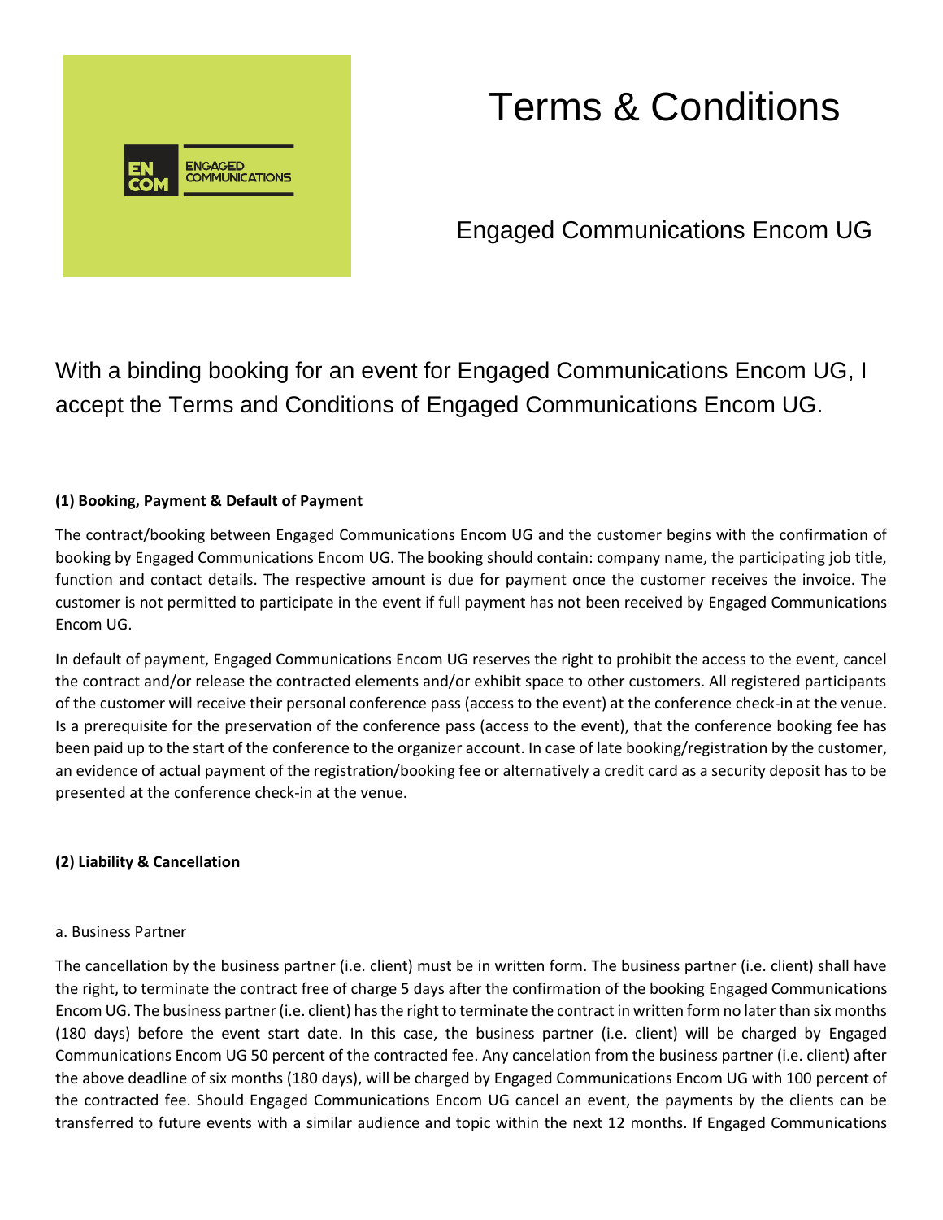# Terms & Conditions

## Engaged Communications Encom UG

With a binding booking for an event for Engaged Communications Encom UG, I accept the Terms and Conditions of Engaged Communications Encom UG.

**(1) Booking, Payment & Default of Payment**

The contract/booking between Engaged Communications Encom UG and the customer begins with the confirmation of booking by Engaged Communications Encom UG. The booking should contain: company name, the participating job title, function and contact details. The respective amount is due for payment once the customer receives the invoice. The customer is not permitted to participate in the event if full payment has not been received by Engaged Communications Encom UG.

In default of payment, Engaged Communications Encom UG reserves the right to prohibit the access to the event, cancel the contract and/or release the contracted elements and/or exhibit space to other customers. All registered participants of the customer will receive their personal conference pass (access to the event) at the conference check-in at the venue. Is a prerequisite for the preservation of the conference pass (access to the event), that the conference booking fee has been paid up to the start of the conference to the organizer account. In case of late booking/registration by the customer, an evidence of actual payment of the registration/booking fee or alternatively a credit card as a security deposit has to be presented at the conference check-in at the venue.

**(2) Liability & Cancellation**

a. Business Partner

The cancellation by the business partner (i.e. client) must be in written form. The business partner (i.e. client) shall have the right, to terminate the contract free of charge 5 days after the confirmation of the booking Engaged Communications Encom UG. The business partner (i.e. client) has the right to terminate the contract in written form no later than six months (180 days) before the event start date. In this case, the business partner (i.e. client) will be charged by Engaged Communications Encom UG 50 percent of the contracted fee. Any cancelation from the business partner (i.e. client) after the above deadline of six months (180 days), will be charged by Engaged Communications Encom UG with 100 percent of the contracted fee. Should Engaged Communications Encom UG cancel an event, the payments by the clients can be transferred to future events with a similar audience and topic within the next 12 months. If Engaged Communications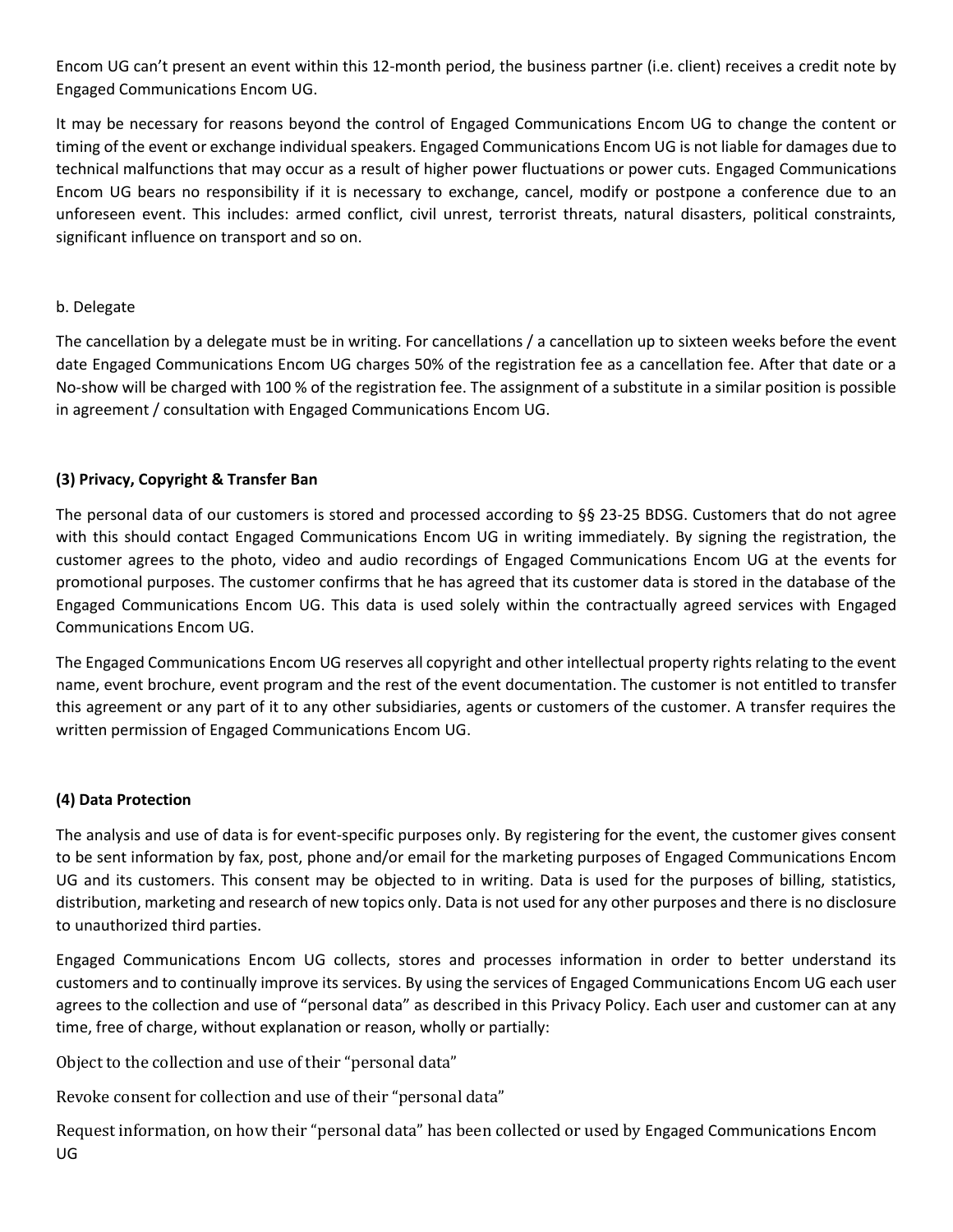Encom UG can't present an event within this 12-month period, the business partner (i.e. client) receives a credit note by Engaged Communications Encom UG.

It may be necessary for reasons beyond the control of Engaged Communications Encom UG to change the content or timing of the event or exchange individual speakers. Engaged Communications Encom UG is not liable for damages due to technical malfunctions that may occur as a result of higher power fluctuations or power cuts. Engaged Communications Encom UG bears no responsibility if it is necessary to exchange, cancel, modify or postpone a conference due to an unforeseen event. This includes: armed conflict, civil unrest, terrorist threats, natural disasters, political constraints, significant influence on transport and so on.

b. Delegate

The cancellation by a delegate must be in writing. For cancellations / a cancellation up to sixteen weeks before the event date Engaged Communications Encom UG charges 50% of the registration fee as a cancellation fee. After that date or a No-show will be charged with 100 % of the registration fee. The assignment of a substitute in a similar position is possible in agreement / consultation with Engaged Communications Encom UG.

**(3) Privacy, Copyright & Transfer Ban**

The personal data of our customers is stored and processed according to §§ 23-25 BDSG. Customers that do not agree with this should contact Engaged Communications Encom UG in writing immediately. By signing the registration, the customer agrees to the photo, video and audio recordings of Engaged Communications Encom UG at the events for promotional purposes. The customer confirms that he has agreed that its customer data is stored in the database of the Engaged Communications Encom UG. This data is used solely within the contractually agreed services with Engaged Communications Encom UG.

The Engaged Communications Encom UG reserves all copyright and other intellectual property rights relating to the event name, event brochure, event program and the rest of the event documentation. The customer is not entitled to transfer this agreement or any part of it to any other subsidiaries, agents or customers of the customer. A transfer requires the written permission of Engaged Communications Encom UG.

**(4) Data Protection**

The analysis and use of data is for event-specific purposes only. By registering for the event, the customer gives consent to be sent information by fax, post, phone and/or email for the marketing purposes of Engaged Communications Encom UG and its customers. This consent may be objected to in writing. Data is used for the purposes of billing, statistics, distribution, marketing and research of new topics only. Data is not used for any other purposes and there is no disclosure to unauthorized third parties.

Engaged Communications Encom UG collects, stores and processes information in order to better understand its customers and to continually improve its services. By using the services of Engaged Communications Encom UG each user agrees to the collection and use of "personal data" as described in this Privacy Policy. Each user and customer can at any time, free of charge, without explanation or reason, wholly or partially:

Object to the collection and use of their "personal data"

Revoke consent for collection and use of their "personal data"

Request information, on how their "personal data" has been collected or used by Engaged Communications Encom UG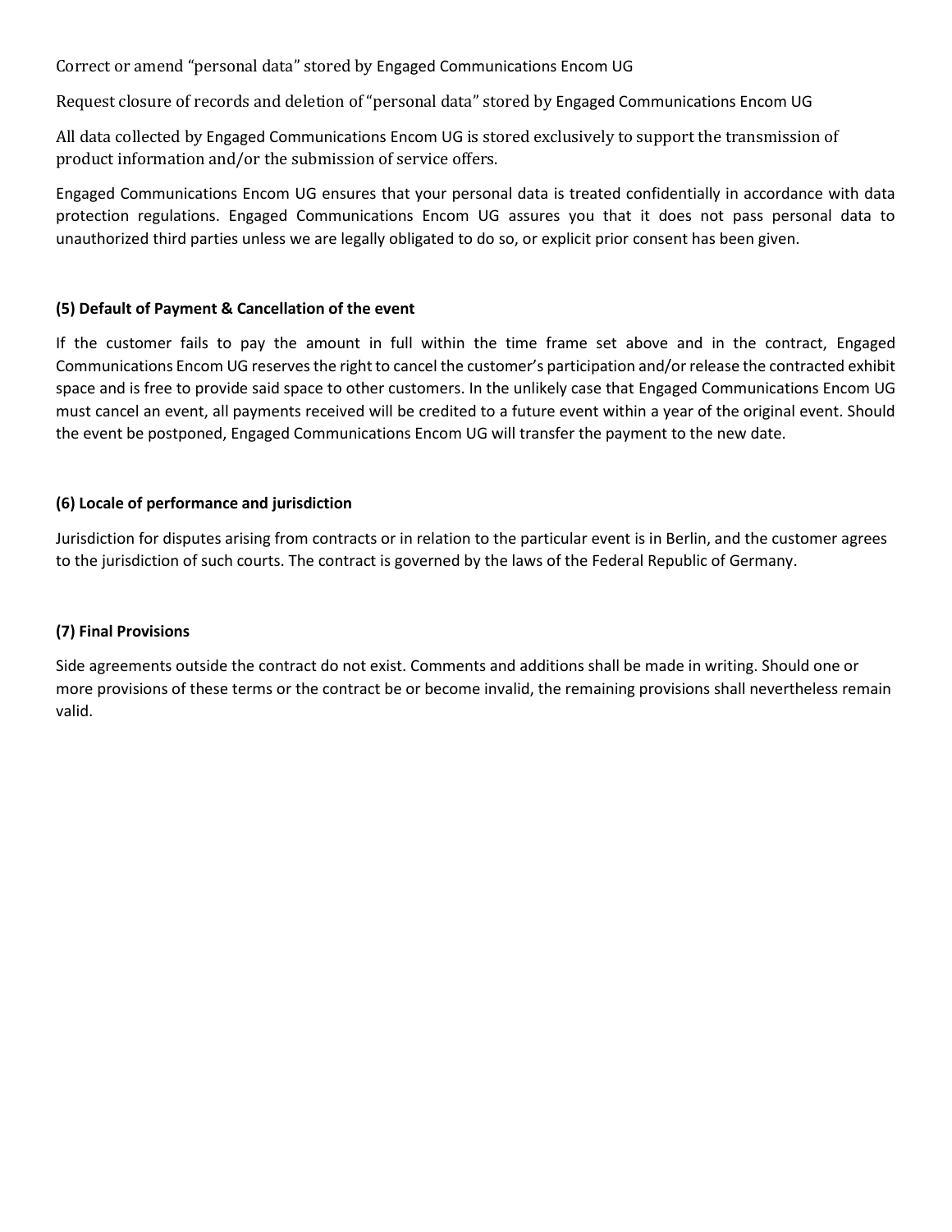Correct or amend "personal data" stored by Engaged Communications Encom UG

Request closure of records and deletion of "personal data" stored by Engaged Communications Encom UG

All data collected by Engaged Communications Encom UG is stored exclusively to support the transmission of product information and/or the submission of service offers.

Engaged Communications Encom UG ensures that your personal data is treated confidentially in accordance with data protection regulations. Engaged Communications Encom UG assures you that it does not pass personal data to unauthorized third parties unless we are legally obligated to do so, or explicit prior consent has been given.

**(5) Default of Payment & Cancellation of the event**

If the customer fails to pay the amount in full within the time frame set above and in the contract, Engaged Communications Encom UG reserves the right to cancel the customer's participation and/or release the contracted exhibit space and is free to provide said space to other customers. In the unlikely case that Engaged Communications Encom UG must cancel an event, all payments received will be credited to a future event within a year of the original event. Should the event be postponed, Engaged Communications Encom UG will transfer the payment to the new date.

**(6) Locale of performance and jurisdiction**

Jurisdiction for disputes arising from contracts or in relation to the particular event is in Berlin, and the customer agrees to the jurisdiction of such courts. The contract is governed by the laws of the Federal Republic of Germany.

**(7) Final Provisions**

Side agreements outside the contract do not exist. Comments and additions shall be made in writing. Should one or more provisions of these terms or the contract be or become invalid, the remaining provisions shall nevertheless remain valid.